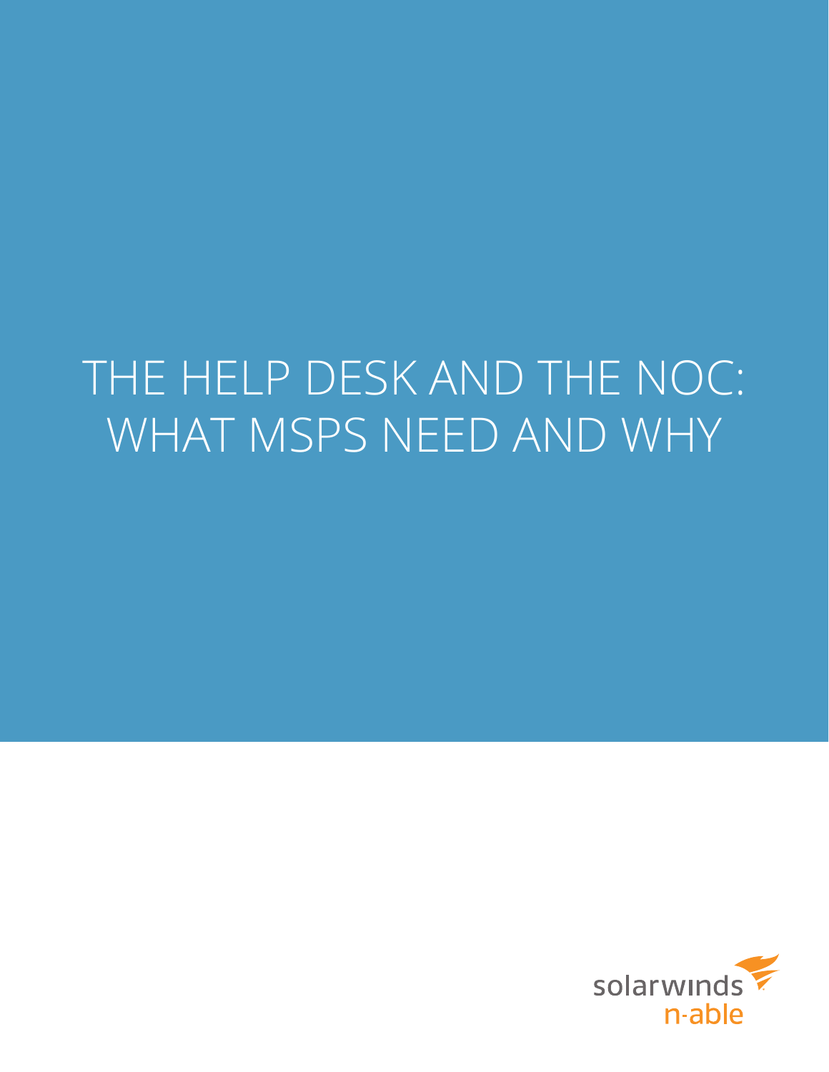# THE HELP DESK AND THE NOC: WHAT MSPS NEED AND WHY

solarwinds n-able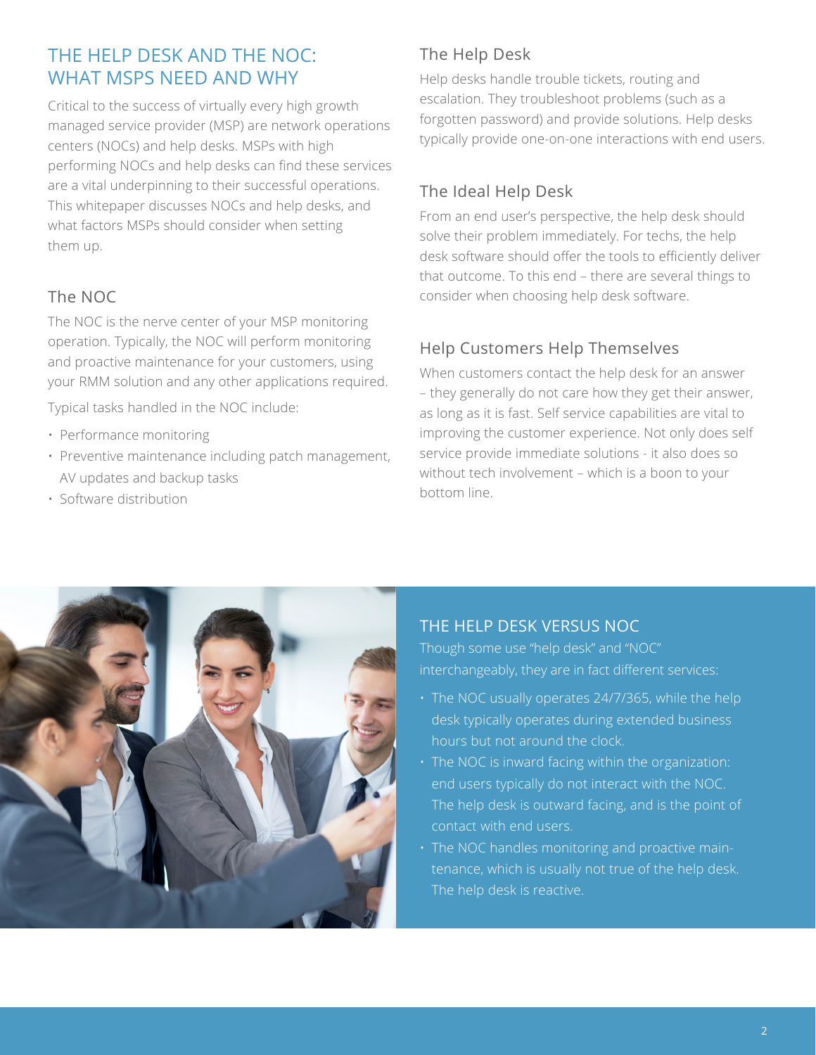# THE HELP DESK AND THE NOC: WHAT MSPS NEED AND WHY

Critical to the success of virtually every high growth managed service provider (MSP) are network operations centers (NOCs) and help desks. MSPs with high performing NOCs and help desks can find these services are a vital underpinning to their successful operations. This whitepaper discusses NOCs and help desks, and what factors MSPs should consider when setting them up.

## The NOC

The NOC is the nerve center of your MSP monitoring operation. Typically, the NOC will perform monitoring and proactive maintenance for your customers, using your RMM solution and any other applications required.

Typical tasks handled in the NOC include:

- Performance monitoring
- Preventive maintenance including patch management, AV updates and backup tasks
- Software distribution

## The Help Desk

Help desks handle trouble tickets, routing and escalation. They troubleshoot problems (such as a forgotten password) and provide solutions. Help desks typically provide one-on-one interactions with end users.

## The Ideal Help Desk

From an end user's perspective, the help desk should solve their problem immediately. For techs, the help desk software should offer the tools to efficiently deliver that outcome. To this end – there are several things to consider when choosing help desk software.

## Help Customers Help Themselves

When customers contact the help desk for an answer – they generally do not care how they get their answer, as long as it is fast. Self service capabilities are vital to improving the customer experience. Not only does self service provide immediate solutions - it also does so without tech involvement – which is a boon to your bottom line.

## THE HELP DESK VERSUS NOC

Though some use "help desk" and "NOC" interchangeably, they are in fact different services:

- The NOC usually operates 24/7/365, while the help desk typically operates during extended business hours but not around the clock.
- The NOC is inward facing within the organization: end users typically do not interact with the NOC. The help desk is outward facing, and is the point of contact with end users.
- The NOC handles monitoring and proactive maintenance, which is usually not true of the help desk. The help desk is reactive.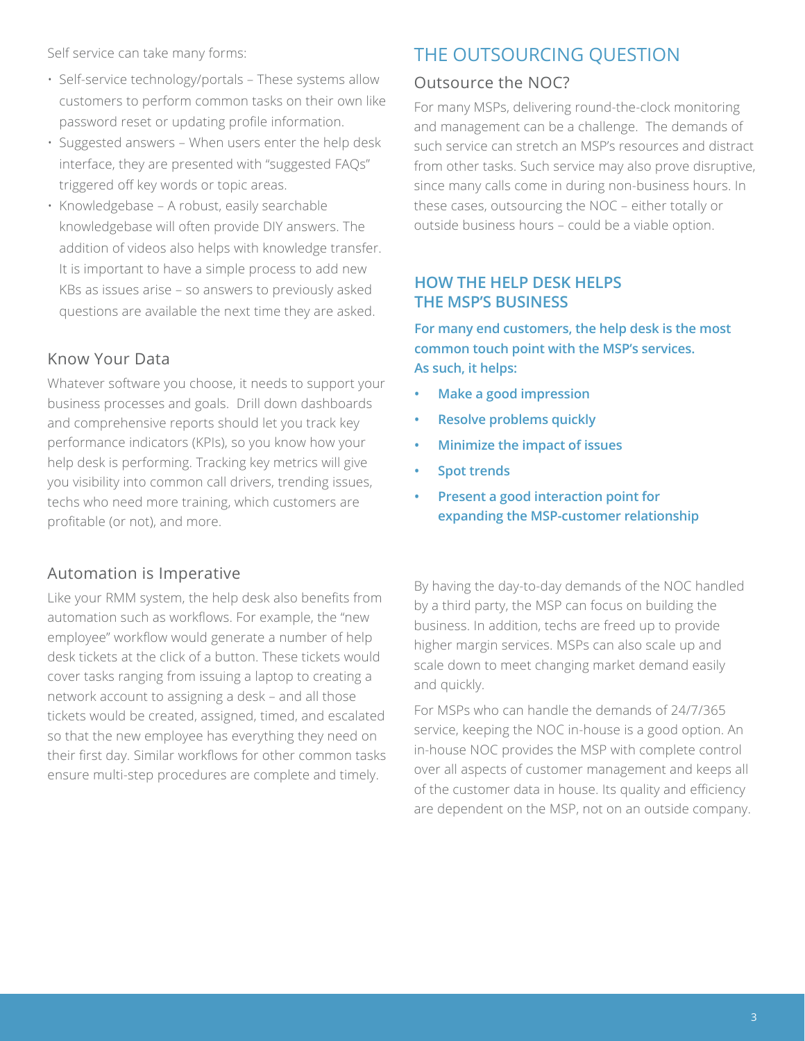Self service can take many forms:

- Self-service technology/portals – These systems allow customers to perform common tasks on their own like password reset or updating profile information.
- Suggested answers – When users enter the help desk interface, they are presented with "suggested FAQs" triggered off key words or topic areas.
- Knowledgebase – A robust, easily searchable knowledgebase will often provide DIY answers. The addition of videos also helps with knowledge transfer. It is important to have a simple process to add new KBs as issues arise – so answers to previously asked questions are available the next time they are asked.

### Know Your Data

Whatever software you choose, it needs to support your business processes and goals. Drill down dashboards and comprehensive reports should let you track key performance indicators (KPIs), so you know how your help desk is performing. Tracking key metrics will give you visibility into common call drivers, trending issues, techs who need more training, which customers are profitable (or not), and more.

### Automation is Imperative

Like your RMM system, the help desk also benefits from automation such as workflows. For example, the "new employee" workflow would generate a number of help desk tickets at the click of a button. These tickets would cover tasks ranging from issuing a laptop to creating a network account to assigning a desk – and all those tickets would be created, assigned, timed, and escalated so that the new employee has everything they need on their first day. Similar workflows for other common tasks ensure multi-step procedures are complete and timely.

## THE OUTSOURCING QUESTION

### Outsource the NOC?

For many MSPs, delivering round-the-clock monitoring and management can be a challenge. The demands of such service can stretch an MSP's resources and distract from other tasks. Such service may also prove disruptive, since many calls come in during non-business hours. In these cases, outsourcing the NOC – either totally or outside business hours – could be a viable option.

### HOW THE HELP DESK HELPS THE MSP'S BUSINESS

**For many end customers, the help desk is the most common touch point with the MSP's services. As such, it helps:**

- **Make a good impression**
- **Resolve problems quickly**
- **Minimize the impact of issues**
- **Spot trends**
- **Present a good interaction point for expanding the MSP-customer relationship**

By having the day-to-day demands of the NOC handled by a third party, the MSP can focus on building the business. In addition, techs are freed up to provide higher margin services. MSPs can also scale up and scale down to meet changing market demand easily and quickly.

For MSPs who can handle the demands of 24/7/365 service, keeping the NOC in-house is a good option. An in-house NOC provides the MSP with complete control over all aspects of customer management and keeps all of the customer data in house. Its quality and efficiency are dependent on the MSP, not on an outside company.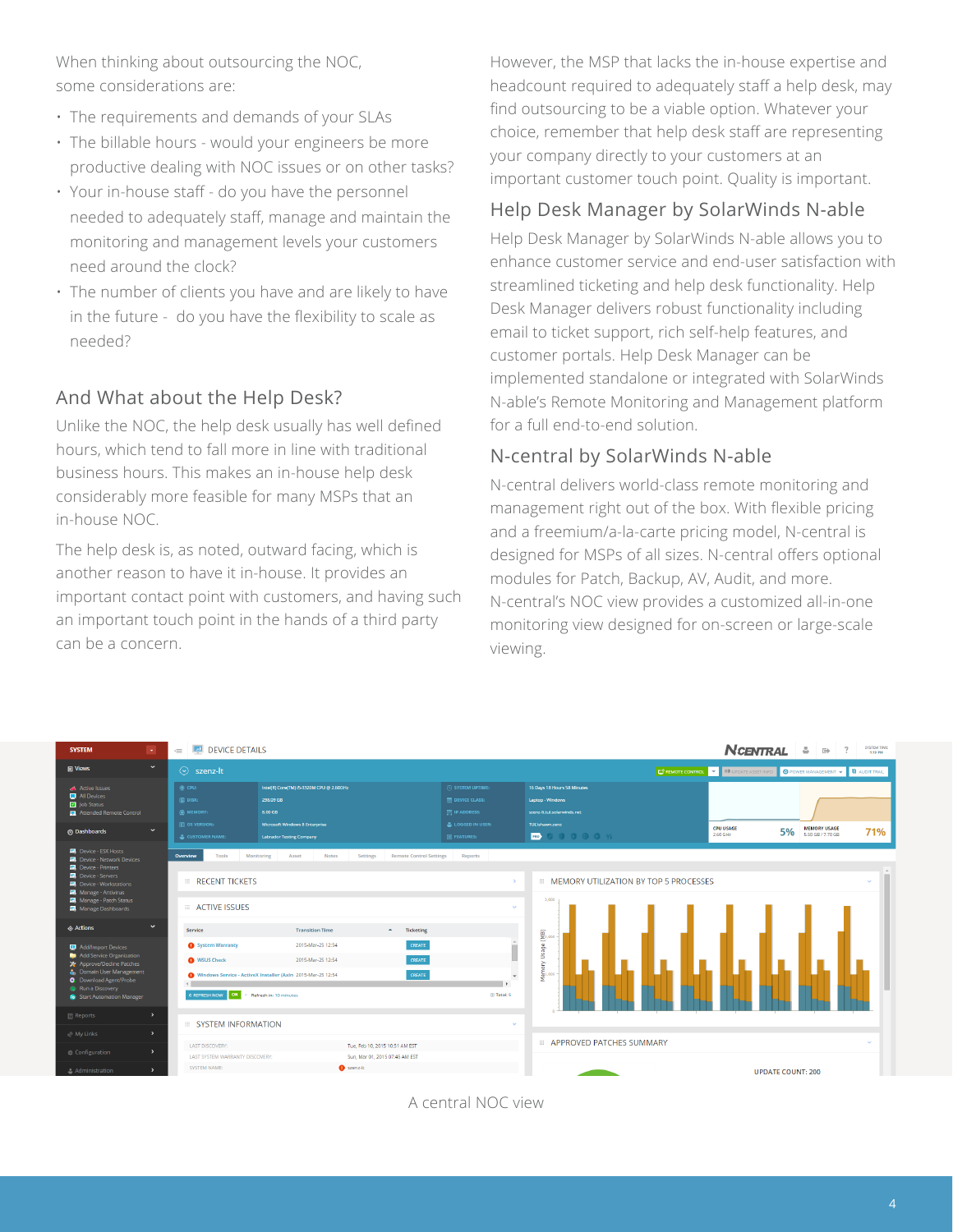When thinking about outsourcing the NOC, some considerations are:

- The requirements and demands of your SLAs
- The billable hours - would your engineers be more productive dealing with NOC issues or on other tasks?
- Your in-house staff - do you have the personnel needed to adequately staff, manage and maintain the monitoring and management levels your customers need around the clock?
- The number of clients you have and are likely to have in the future - do you have the flexibility to scale as needed?

## And What about the Help Desk?

Unlike the NOC, the help desk usually has well defined hours, which tend to fall more in line with traditional business hours. This makes an in-house help desk considerably more feasible for many MSPs that an in-house NOC.

The help desk is, as noted, outward facing, which is another reason to have it in-house. It provides an important contact point with customers, and having such an important touch point in the hands of a third party can be a concern.

However, the MSP that lacks the in-house expertise and headcount required to adequately staff a help desk, may find outsourcing to be a viable option. Whatever your choice, remember that help desk staff are representing your company directly to your customers at an important customer touch point. Quality is important.

## Help Desk Manager by SolarWinds N-able

Help Desk Manager by SolarWinds N-able allows you to enhance customer service and end-user satisfaction with streamlined ticketing and help desk functionality. Help Desk Manager delivers robust functionality including email to ticket support, rich self-help features, and customer portals. Help Desk Manager can be implemented standalone or integrated with SolarWinds N-able's Remote Monitoring and Management platform for a full end-to-end solution.

## N-central by SolarWinds N-able

N-central delivers world-class remote monitoring and management right out of the box. With flexible pricing and a freemium/a-la-carte pricing model, N-central is designed for MSPs of all sizes. N-central offers optional modules for Patch, Backup, AV, Audit, and more. N-central's NOC view provides a customized all-in-one monitoring view designed for on-screen or large-scale viewing.

A central NOC view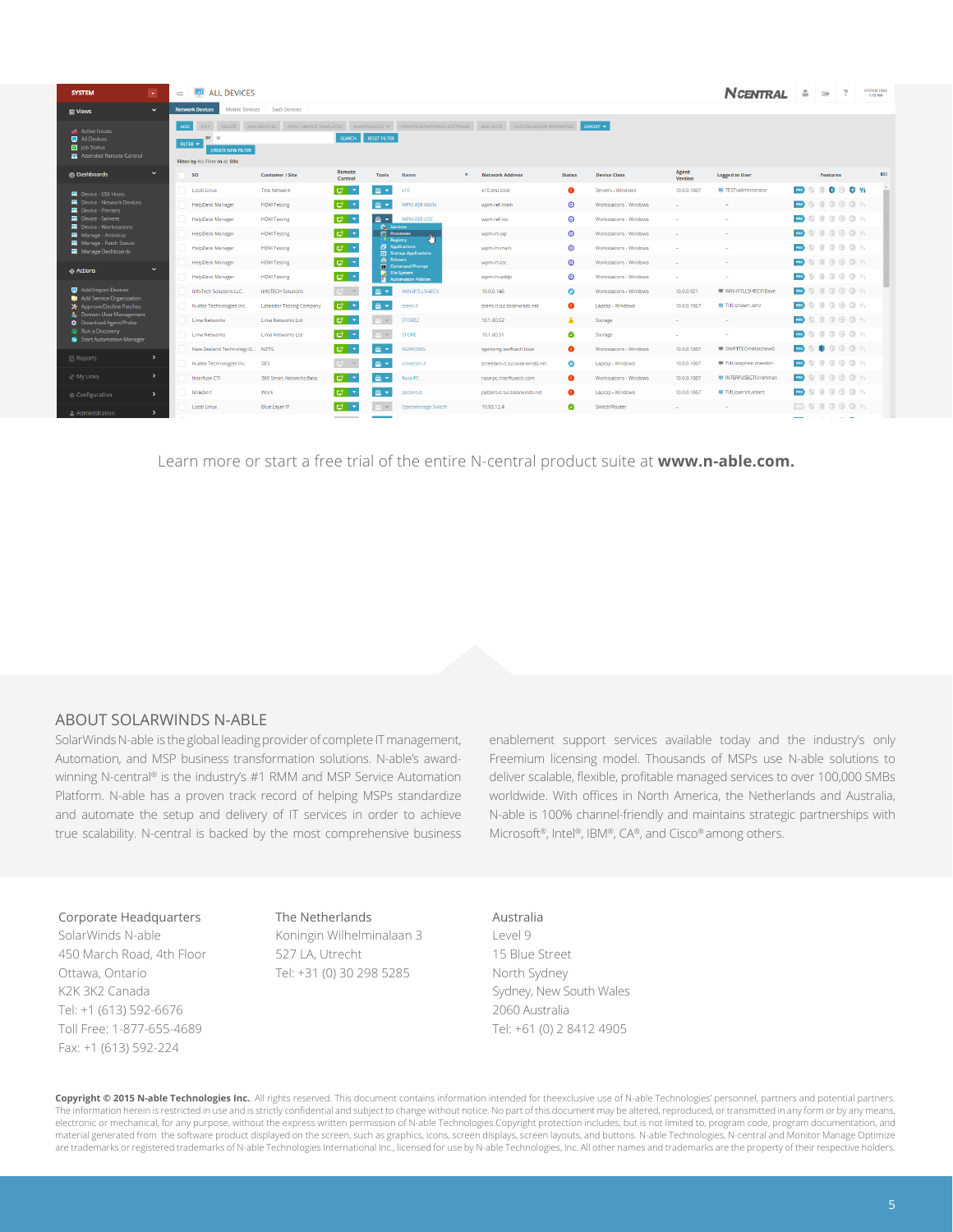Learn more or start a free trial of the entire N-central product suite at **www.n-able.com.**

## ABOUT SOLARWINDS N-ABLE

SolarWinds N-able is the global leading provider of complete IT management, Automation, and MSP business transformation solutions. N-able's award-winning N-central® is the industry's #1 RMM and MSP Service Automation Platform. N-able has a proven track record of helping MSPs standardize and automate the setup and delivery of IT services in order to achieve true scalability. N-central is backed by the most comprehensive business enablement support services available today and the industry's only Freemium licensing model. Thousands of MSPs use N-able solutions to deliver scalable, flexible, profitable managed services to over 100,000 SMBs worldwide. With offices in North America, the Netherlands and Australia, N-able is 100% channel-friendly and maintains strategic partnerships with Microsoft®, Intel®, IBM®, CA®, and Cisco® among others.

Corporate Headquarters
SolarWinds N-able
450 March Road, 4th Floor
Ottawa, Ontario
K2K 3K2 Canada
Tel: +1 (613) 592-6676
Toll Free: 1-877-655-4689
Fax: +1 (613) 592-224

The Netherlands
Koningin Wilhelminalaan 3
527 LA, Utrecht
Tel: +31 (0) 30 298 5285

Australia
Level 9
15 Blue Street
North Sydney
Sydney, New South Wales
2060 Australia
Tel: +61 (0) 2 8412 4905

**Copyright © 2015 N-able Technologies Inc.**. All rights reserved. This document contains information intended for theexclusive use of N-able Technologies' personnel, partners and potential partners. The information herein is restricted in use and is strictly confidential and subject to change without notice. No part of this document may be altered, reproduced, or transmitted in any form or by any means, electronic or mechanical, for any purpose, without the express written permission of N-able Technologies.Copyright protection includes, but is not limited to, program code, program documentation, and material generated from the software product displayed on the screen, such as graphics, icons, screen displays, screen layouts, and buttons. N-able Technologies, N-central and Monitor Manage Optimize are trademarks or registered trademarks of N-able Technologies International Inc., licensed for use by N-able Technologies, Inc. All other names and trademarks are the property of their respective holders.